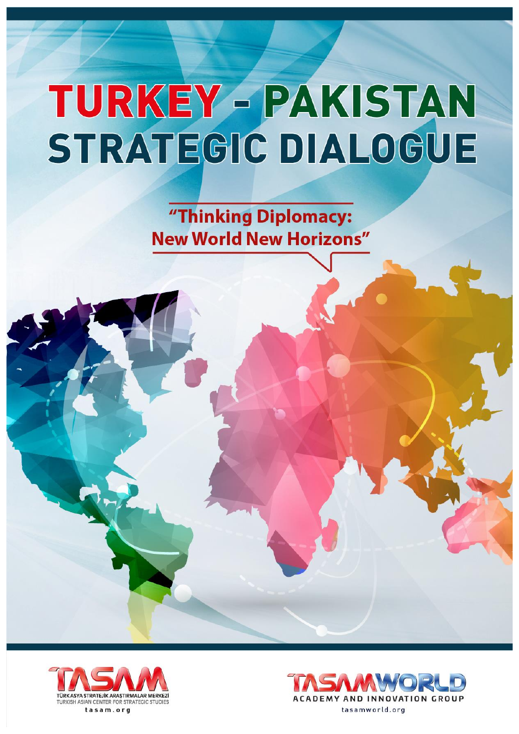# TURKEY - PAKISTAN STRATEGIC DIALOGUE

## "Thinking Diplomacy: New World New Horizons"

TASAM
TÜRKASYA STRATEJİK ARAŞTIRMALAR MERKEZİ
TURKISH ASIAN CENTER FOR STRATEGIC STUDIES
tasam.org

TASAMWORLD
ACADEMY AND INNOVATION GROUP
tasamworld.org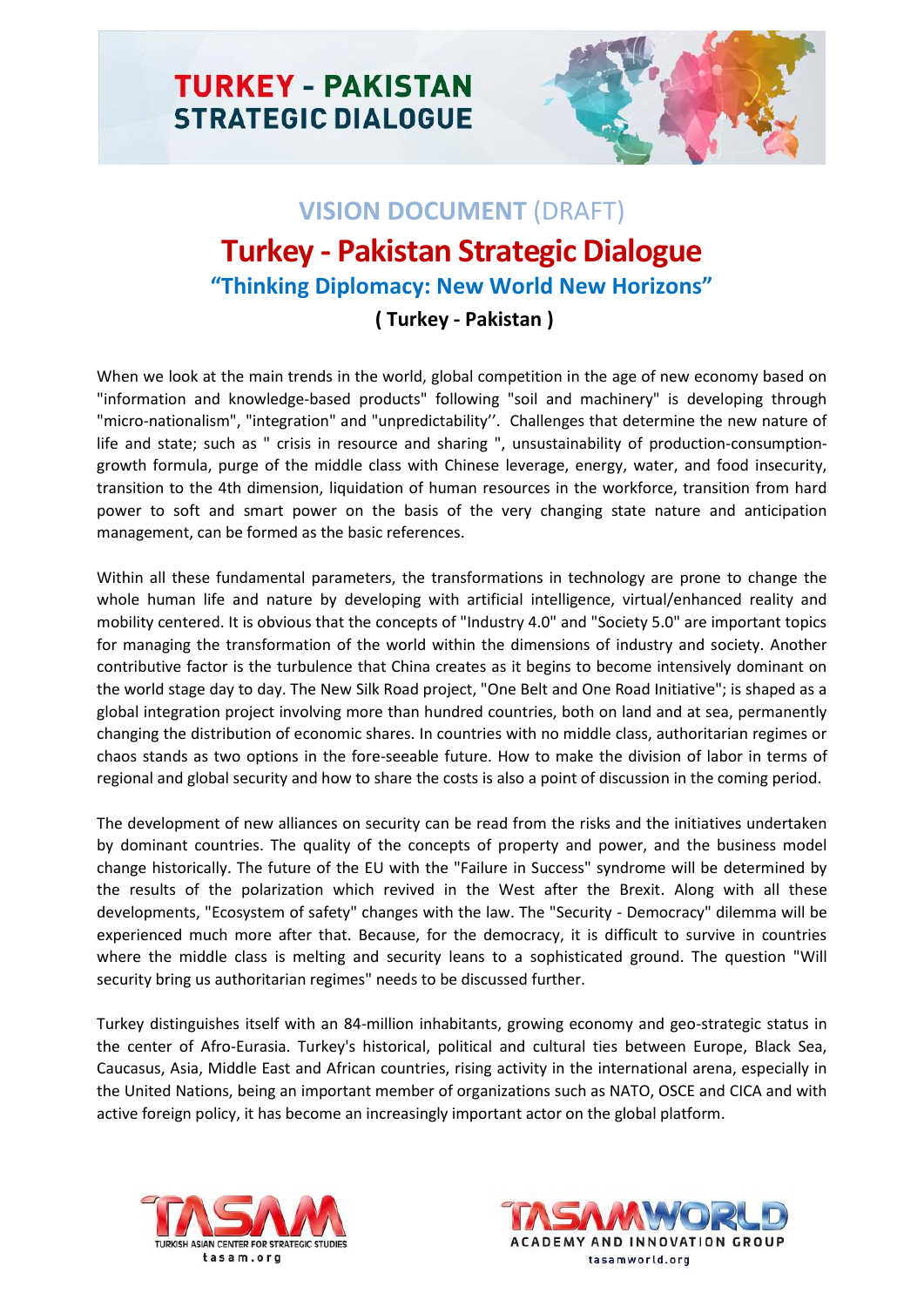# VISION DOCUMENT (DRAFT)

# Turkey - Pakistan Strategic Dialogue

## "Thinking Diplomacy: New World New Horizons"

### ( Turkey - Pakistan )

When we look at the main trends in the world, global competition in the age of new economy based on "information and knowledge-based products" following "soil and machinery" is developing through "micro-nationalism", "integration" and "unpredictability''. Challenges that determine the new nature of life and state; such as " crisis in resource and sharing ", unsustainability of production-consumption-growth formula, purge of the middle class with Chinese leverage, energy, water, and food insecurity, transition to the 4th dimension, liquidation of human resources in the workforce, transition from hard power to soft and smart power on the basis of the very changing state nature and anticipation management, can be formed as the basic references.

Within all these fundamental parameters, the transformations in technology are prone to change the whole human life and nature by developing with artificial intelligence, virtual/enhanced reality and mobility centered. It is obvious that the concepts of "Industry 4.0" and "Society 5.0" are important topics for managing the transformation of the world within the dimensions of industry and society. Another contributive factor is the turbulence that China creates as it begins to become intensively dominant on the world stage day to day. The New Silk Road project, "One Belt and One Road Initiative"; is shaped as a global integration project involving more than hundred countries, both on land and at sea, permanently changing the distribution of economic shares. In countries with no middle class, authoritarian regimes or chaos stands as two options in the fore-seeable future. How to make the division of labor in terms of regional and global security and how to share the costs is also a point of discussion in the coming period.

The development of new alliances on security can be read from the risks and the initiatives undertaken by dominant countries. The quality of the concepts of property and power, and the business model change historically. The future of the EU with the "Failure in Success" syndrome will be determined by the results of the polarization which revived in the West after the Brexit. Along with all these developments, "Ecosystem of safety" changes with the law. The "Security - Democracy" dilemma will be experienced much more after that. Because, for the democracy, it is difficult to survive in countries where the middle class is melting and security leans to a sophisticated ground. The question "Will security bring us authoritarian regimes" needs to be discussed further.

Turkey distinguishes itself with an 84-million inhabitants, growing economy and geo-strategic status in the center of Afro-Eurasia. Turkey's historical, political and cultural ties between Europe, Black Sea, Caucasus, Asia, Middle East and African countries, rising activity in the international arena, especially in the United Nations, being an important member of organizations such as NATO, OSCE and CICA and with active foreign policy, it has become an increasingly important actor on the global platform.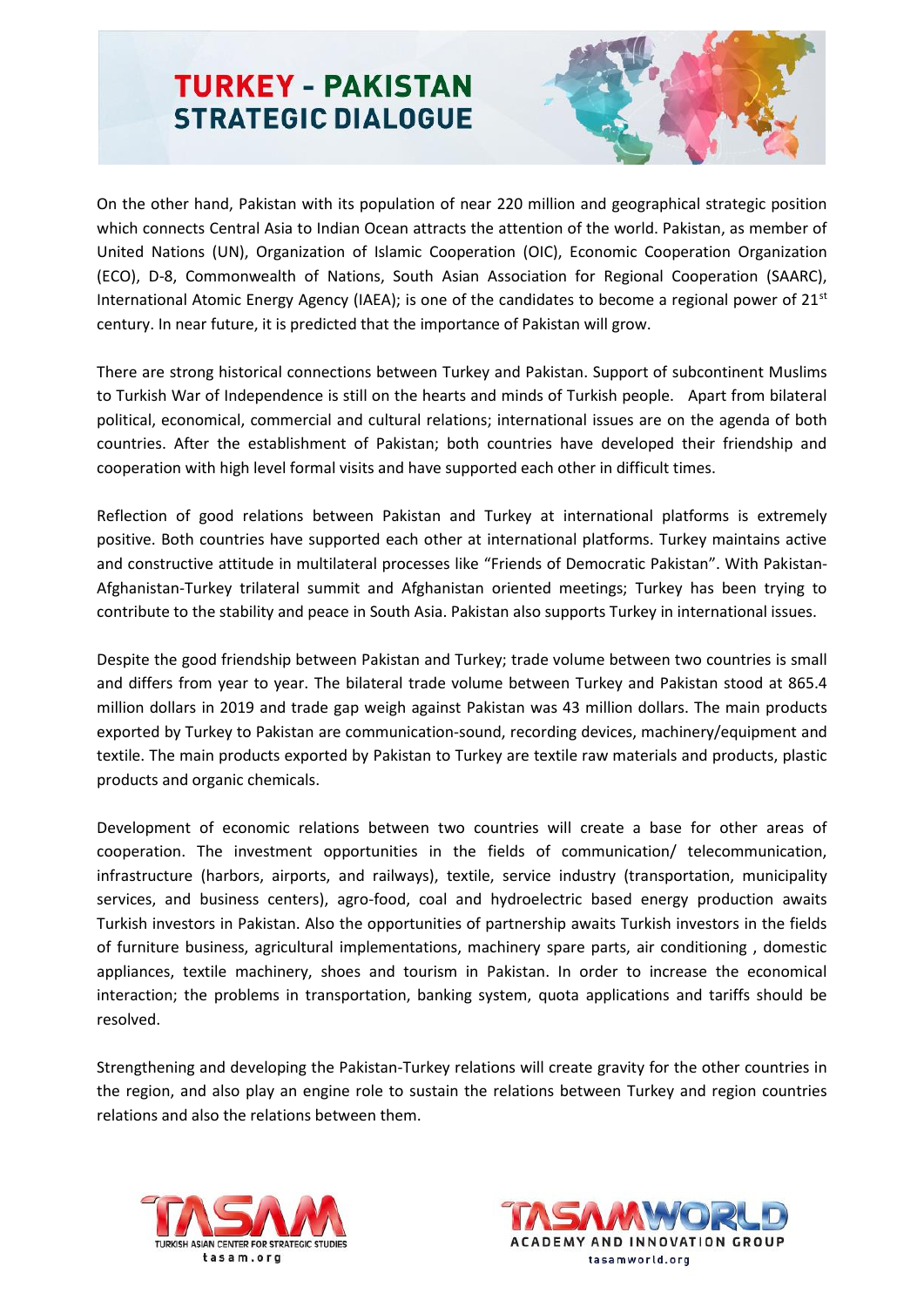On the other hand, Pakistan with its population of near 220 million and geographical strategic position which connects Central Asia to Indian Ocean attracts the attention of the world. Pakistan, as member of United Nations (UN), Organization of Islamic Cooperation (OIC), Economic Cooperation Organization (ECO), D-8, Commonwealth of Nations, South Asian Association for Regional Cooperation (SAARC), International Atomic Energy Agency (IAEA); is one of the candidates to become a regional power of 21st century. In near future, it is predicted that the importance of Pakistan will grow.

There are strong historical connections between Turkey and Pakistan. Support of subcontinent Muslims to Turkish War of Independence is still on the hearts and minds of Turkish people. Apart from bilateral political, economical, commercial and cultural relations; international issues are on the agenda of both countries. After the establishment of Pakistan; both countries have developed their friendship and cooperation with high level formal visits and have supported each other in difficult times.

Reflection of good relations between Pakistan and Turkey at international platforms is extremely positive. Both countries have supported each other at international platforms. Turkey maintains active and constructive attitude in multilateral processes like "Friends of Democratic Pakistan". With Pakistan-Afghanistan-Turkey trilateral summit and Afghanistan oriented meetings; Turkey has been trying to contribute to the stability and peace in South Asia. Pakistan also supports Turkey in international issues.

Despite the good friendship between Pakistan and Turkey; trade volume between two countries is small and differs from year to year. The bilateral trade volume between Turkey and Pakistan stood at 865.4 million dollars in 2019 and trade gap weigh against Pakistan was 43 million dollars. The main products exported by Turkey to Pakistan are communication-sound, recording devices, machinery/equipment and textile. The main products exported by Pakistan to Turkey are textile raw materials and products, plastic products and organic chemicals.

Development of economic relations between two countries will create a base for other areas of cooperation. The investment opportunities in the fields of communication/ telecommunication, infrastructure (harbors, airports, and railways), textile, service industry (transportation, municipality services, and business centers), agro-food, coal and hydroelectric based energy production awaits Turkish investors in Pakistan. Also the opportunities of partnership awaits Turkish investors in the fields of furniture business, agricultural implementations, machinery spare parts, air conditioning , domestic appliances, textile machinery, shoes and tourism in Pakistan. In order to increase the economical interaction; the problems in transportation, banking system, quota applications and tariffs should be resolved.

Strengthening and developing the Pakistan-Turkey relations will create gravity for the other countries in the region, and also play an engine role to sustain the relations between Turkey and region countries relations and also the relations between them.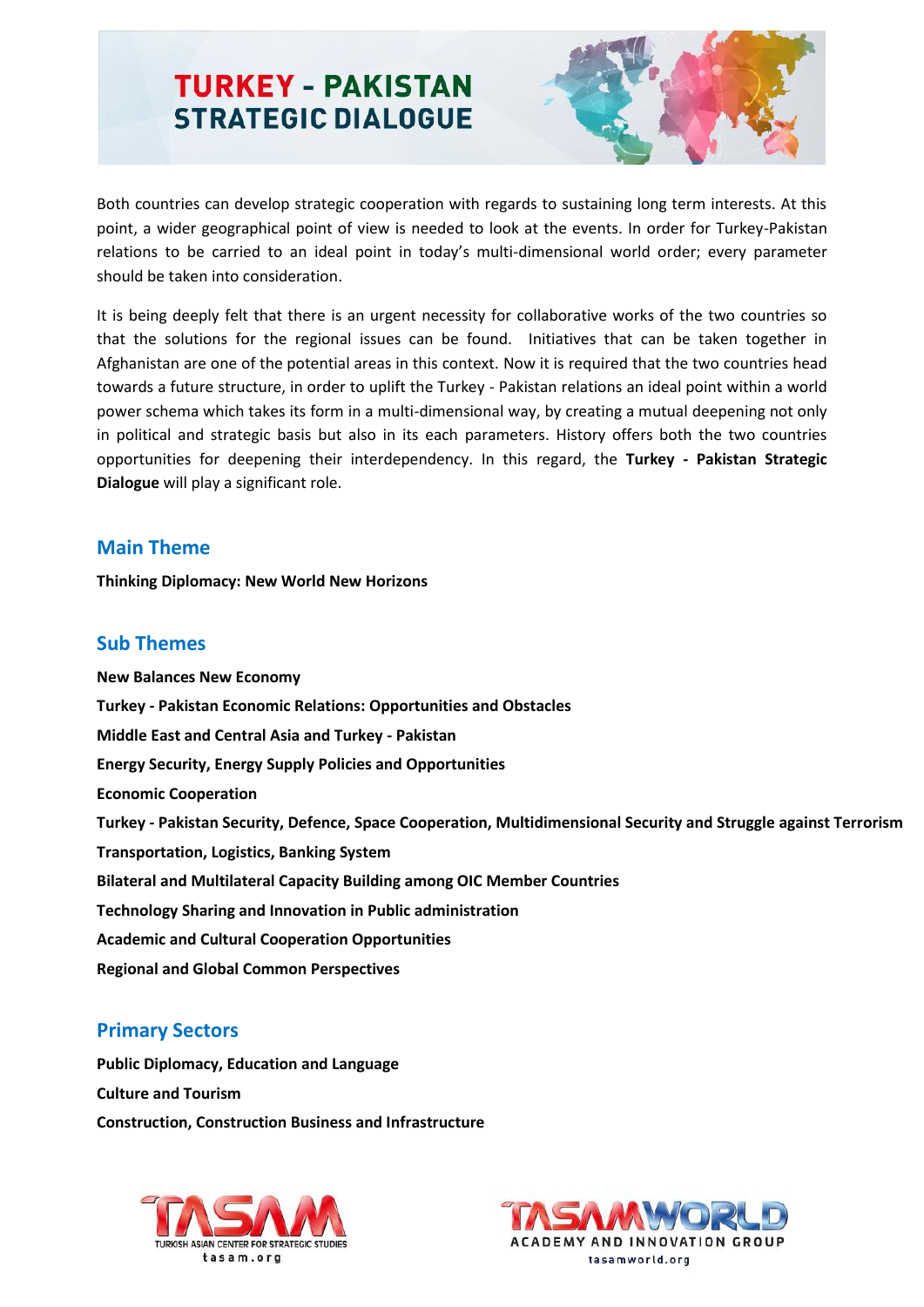# TURKEY - PAKISTAN STRATEGIC DIALOGUE

Both countries can develop strategic cooperation with regards to sustaining long term interests. At this point, a wider geographical point of view is needed to look at the events. In order for Turkey-Pakistan relations to be carried to an ideal point in today's multi-dimensional world order; every parameter should be taken into consideration.

It is being deeply felt that there is an urgent necessity for collaborative works of the two countries so that the solutions for the regional issues can be found. Initiatives that can be taken together in Afghanistan are one of the potential areas in this context. Now it is required that the two countries head towards a future structure, in order to uplift the Turkey - Pakistan relations an ideal point within a world power schema which takes its form in a multi-dimensional way, by creating a mutual deepening not only in political and strategic basis but also in its each parameters. History offers both the two countries opportunities for deepening their interdependency. In this regard, the **Turkey - Pakistan Strategic Dialogue** will play a significant role.

## Main Theme

**Thinking Diplomacy: New World New Horizons**

## Sub Themes

**New Balances New Economy**

**Turkey - Pakistan Economic Relations: Opportunities and Obstacles**

**Middle East and Central Asia and Turkey - Pakistan**

**Energy Security, Energy Supply Policies and Opportunities**

**Economic Cooperation**

**Turkey - Pakistan Security, Defence, Space Cooperation, Multidimensional Security and Struggle against Terrorism**

**Transportation, Logistics, Banking System**

**Bilateral and Multilateral Capacity Building among OIC Member Countries**

**Technology Sharing and Innovation in Public administration**

**Academic and Cultural Cooperation Opportunities**

**Regional and Global Common Perspectives**

## Primary Sectors

**Public Diplomacy, Education and Language**

**Culture and Tourism**

**Construction, Construction Business and Infrastructure**

TASAM
TURKISH ASIAN CENTER FOR STRATEGIC STUDIES
tasam.org

TASAMWORLD
ACADEMY AND INNOVATION GROUP
tasamworld.org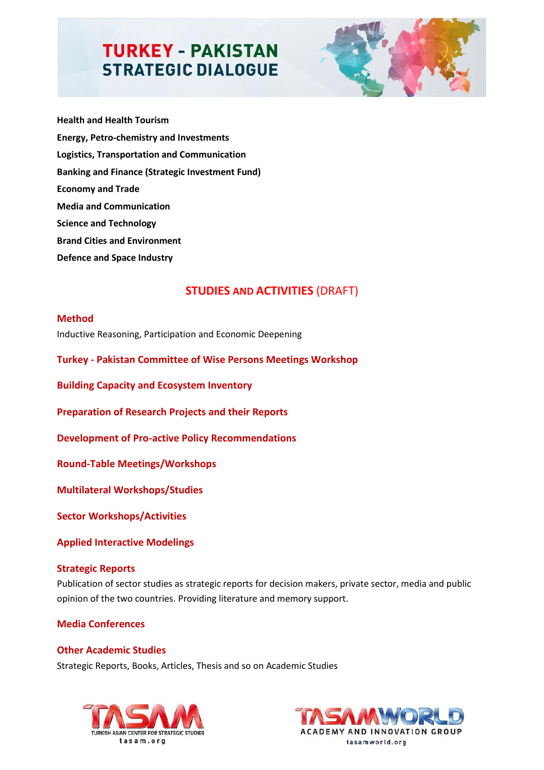**Health and Health Tourism**
**Energy, Petro-chemistry and Investments**
**Logistics, Transportation and Communication**
**Banking and Finance (Strategic Investment Fund)**
**Economy and Trade**
**Media and Communication**
**Science and Technology**
**Brand Cities and Environment**
**Defence and Space Industry**

## STUDIES AND ACTIVITIES (DRAFT)

### Method

Inductive Reasoning, Participation and Economic Deepening

### Turkey - Pakistan Committee of Wise Persons Meetings Workshop

### Building Capacity and Ecosystem Inventory

### Preparation of Research Projects and their Reports

### Development of Pro-active Policy Recommendations

### Round-Table Meetings/Workshops

### Multilateral Workshops/Studies

### Sector Workshops/Activities

### Applied Interactive Modelings

### Strategic Reports

Publication of sector studies as strategic reports for decision makers, private sector, media and public opinion of the two countries. Providing literature and memory support.

### Media Conferences

### Other Academic Studies

Strategic Reports, Books, Articles, Thesis and so on Academic Studies